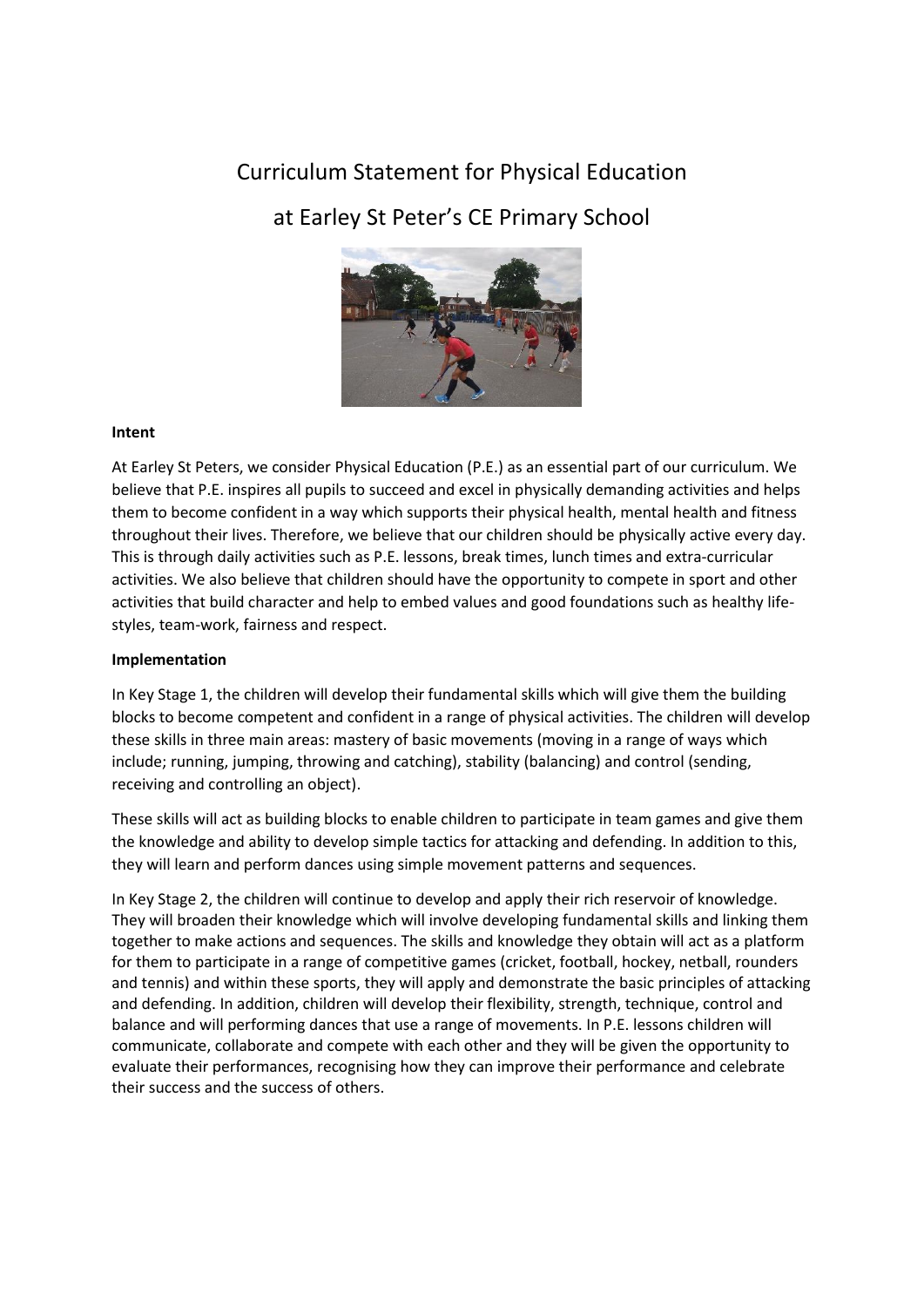# Curriculum Statement for Physical Education

# at Earley St Peter's CE Primary School

**Intent**

At Earley St Peters, we consider Physical Education (P.E.) as an essential part of our curriculum. We believe that P.E. inspires all pupils to succeed and excel in physically demanding activities and helps them to become confident in a way which supports their physical health, mental health and fitness throughout their lives. Therefore, we believe that our children should be physically active every day. This is through daily activities such as P.E. lessons, break times, lunch times and extra-curricular activities. We also believe that children should have the opportunity to compete in sport and other activities that build character and help to embed values and good foundations such as healthy life-styles, team-work, fairness and respect.

**Implementation**

In Key Stage 1, the children will develop their fundamental skills which will give them the building blocks to become competent and confident in a range of physical activities. The children will develop these skills in three main areas: mastery of basic movements (moving in a range of ways which include; running, jumping, throwing and catching), stability (balancing) and control (sending, receiving and controlling an object).

These skills will act as building blocks to enable children to participate in team games and give them the knowledge and ability to develop simple tactics for attacking and defending. In addition to this, they will learn and perform dances using simple movement patterns and sequences.

In Key Stage 2, the children will continue to develop and apply their rich reservoir of knowledge. They will broaden their knowledge which will involve developing fundamental skills and linking them together to make actions and sequences. The skills and knowledge they obtain will act as a platform for them to participate in a range of competitive games (cricket, football, hockey, netball, rounders and tennis) and within these sports, they will apply and demonstrate the basic principles of attacking and defending. In addition, children will develop their flexibility, strength, technique, control and balance and will performing dances that use a range of movements. In P.E. lessons children will communicate, collaborate and compete with each other and they will be given the opportunity to evaluate their performances, recognising how they can improve their performance and celebrate their success and the success of others.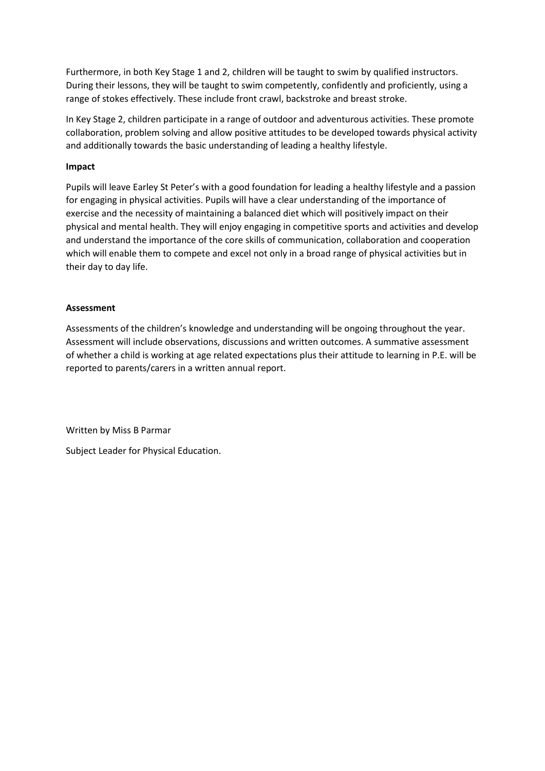Furthermore, in both Key Stage 1 and 2, children will be taught to swim by qualified instructors. During their lessons, they will be taught to swim competently, confidently and proficiently, using a range of stokes effectively. These include front crawl, backstroke and breast stroke.

In Key Stage 2, children participate in a range of outdoor and adventurous activities. These promote collaboration, problem solving and allow positive attitudes to be developed towards physical activity and additionally towards the basic understanding of leading a healthy lifestyle.

**Impact**

Pupils will leave Earley St Peter's with a good foundation for leading a healthy lifestyle and a passion for engaging in physical activities. Pupils will have a clear understanding of the importance of exercise and the necessity of maintaining a balanced diet which will positively impact on their physical and mental health. They will enjoy engaging in competitive sports and activities and develop and understand the importance of the core skills of communication, collaboration and cooperation which will enable them to compete and excel not only in a broad range of physical activities but in their day to day life.

**Assessment**

Assessments of the children's knowledge and understanding will be ongoing throughout the year. Assessment will include observations, discussions and written outcomes. A summative assessment of whether a child is working at age related expectations plus their attitude to learning in P.E. will be reported to parents/carers in a written annual report.

Written by Miss B Parmar

Subject Leader for Physical Education.